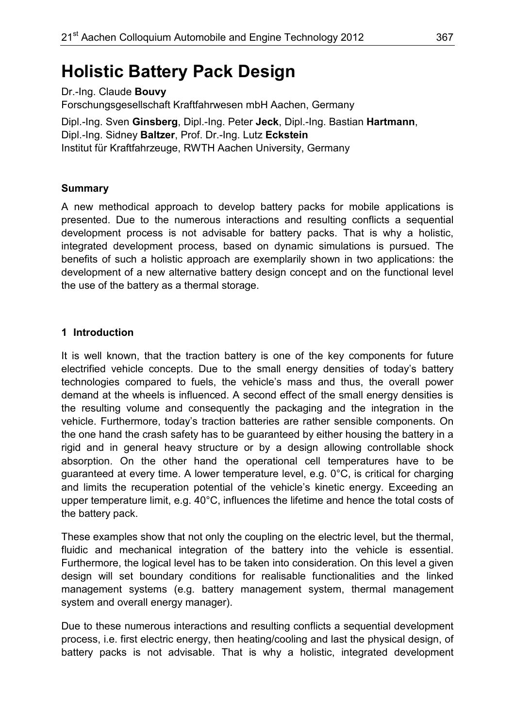# Holistic Battery Pack Design

Dr.-Ing. Claude **Bouvy**
Forschungsgesellschaft Kraftfahrwesen mbH Aachen, Germany

Dipl.-Ing. Sven **Ginsberg**, Dipl.-Ing. Peter **Jeck**, Dipl.-Ing. Bastian **Hartmann**, Dipl.-Ing. Sidney **Baltzer**, Prof. Dr.-Ing. Lutz **Eckstein**
Institut für Kraftfahrzeuge, RWTH Aachen University, Germany

## Summary

A new methodical approach to develop battery packs for mobile applications is presented. Due to the numerous interactions and resulting conflicts a sequential development process is not advisable for battery packs. That is why a holistic, integrated development process, based on dynamic simulations is pursued. The benefits of such a holistic approach are exemplarily shown in two applications: the development of a new alternative battery design concept and on the functional level the use of the battery as a thermal storage.

## 1 Introduction

It is well known, that the traction battery is one of the key components for future electrified vehicle concepts. Due to the small energy densities of today's battery technologies compared to fuels, the vehicle's mass and thus, the overall power demand at the wheels is influenced. A second effect of the small energy densities is the resulting volume and consequently the packaging and the integration in the vehicle. Furthermore, today's traction batteries are rather sensible components. On the one hand the crash safety has to be guaranteed by either housing the battery in a rigid and in general heavy structure or by a design allowing controllable shock absorption. On the other hand the operational cell temperatures have to be guaranteed at every time. A lower temperature level, e.g. 0°C, is critical for charging and limits the recuperation potential of the vehicle's kinetic energy. Exceeding an upper temperature limit, e.g. 40°C, influences the lifetime and hence the total costs of the battery pack.

These examples show that not only the coupling on the electric level, but the thermal, fluidic and mechanical integration of the battery into the vehicle is essential. Furthermore, the logical level has to be taken into consideration. On this level a given design will set boundary conditions for realisable functionalities and the linked management systems (e.g. battery management system, thermal management system and overall energy manager).

Due to these numerous interactions and resulting conflicts a sequential development process, i.e. first electric energy, then heating/cooling and last the physical design, of battery packs is not advisable. That is why a holistic, integrated development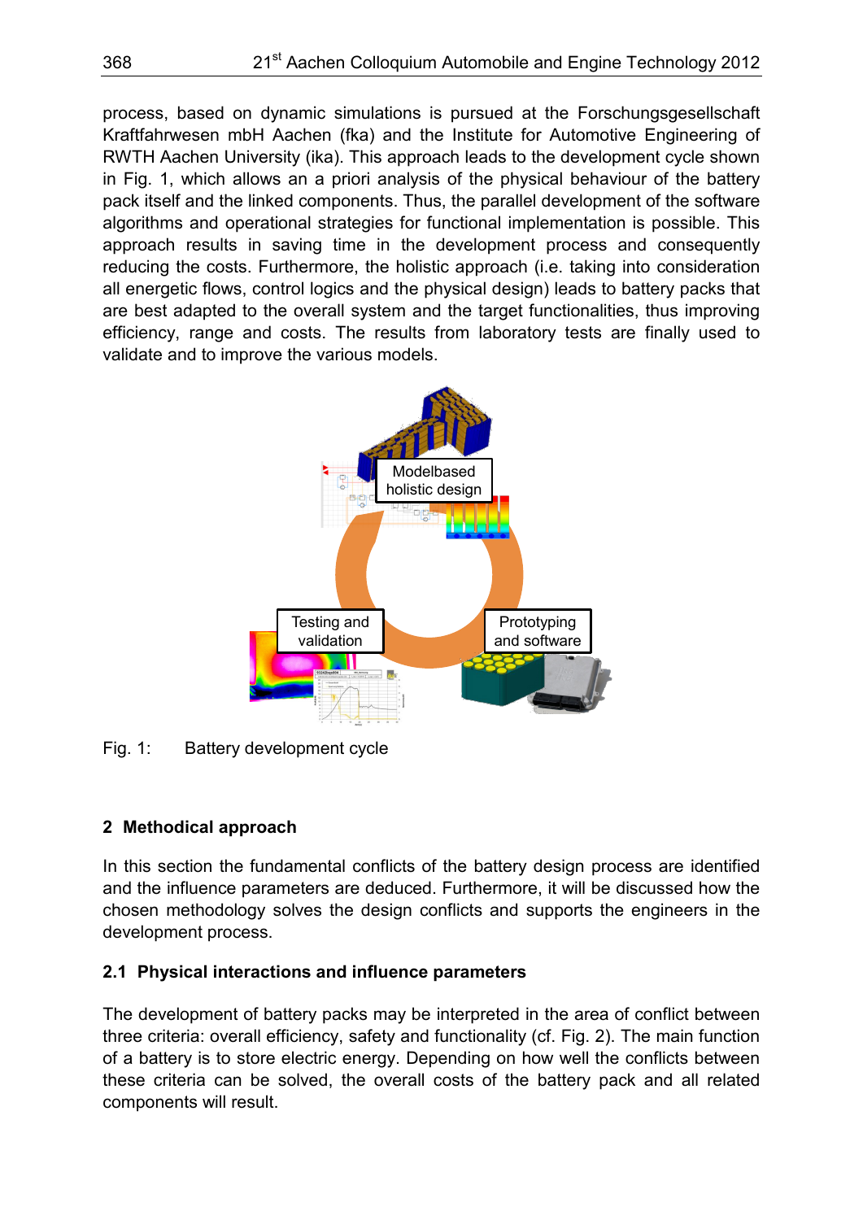process, based on dynamic simulations is pursued at the Forschungsgesellschaft Kraftfahrwesen mbH Aachen (fka) and the Institute for Automotive Engineering of RWTH Aachen University (ika). This approach leads to the development cycle shown in Fig. 1, which allows an a priori analysis of the physical behaviour of the battery pack itself and the linked components. Thus, the parallel development of the software algorithms and operational strategies for functional implementation is possible. This approach results in saving time in the development process and consequently reducing the costs. Furthermore, the holistic approach (i.e. taking into consideration all energetic flows, control logics and the physical design) leads to battery packs that are best adapted to the overall system and the target functionalities, thus improving efficiency, range and costs. The results from laboratory tests are finally used to validate and to improve the various models.

Fig. 1: Battery development cycle

## 2 Methodical approach

In this section the fundamental conflicts of the battery design process are identified and the influence parameters are deduced. Furthermore, it will be discussed how the chosen methodology solves the design conflicts and supports the engineers in the development process.

### 2.1 Physical interactions and influence parameters

The development of battery packs may be interpreted in the area of conflict between three criteria: overall efficiency, safety and functionality (cf. Fig. 2). The main function of a battery is to store electric energy. Depending on how well the conflicts between these criteria can be solved, the overall costs of the battery pack and all related components will result.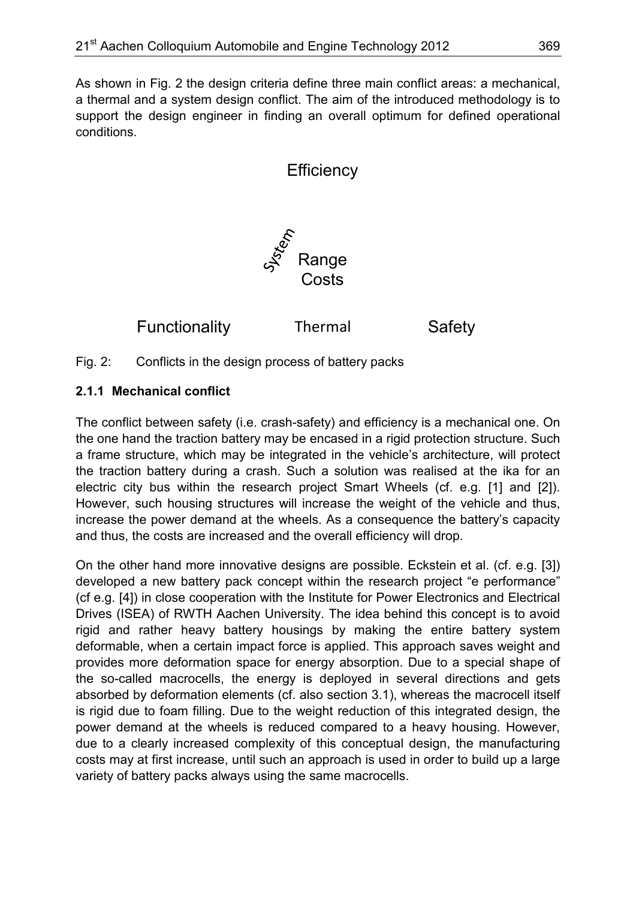As shown in Fig. 2 the design criteria define three main conflict areas: a mechanical, a thermal and a system design conflict. The aim of the introduced methodology is to support the design engineer in finding an overall optimum for defined operational conditions.

Efficiency

System

Range
Costs

Functionality Thermal Safety

Fig. 2: Conflicts in the design process of battery packs

### 2.1.1 Mechanical conflict

The conflict between safety (i.e. crash-safety) and efficiency is a mechanical one. On the one hand the traction battery may be encased in a rigid protection structure. Such a frame structure, which may be integrated in the vehicle's architecture, will protect the traction battery during a crash. Such a solution was realised at the ika for an electric city bus within the research project Smart Wheels (cf. e.g. [1] and [2]). However, such housing structures will increase the weight of the vehicle and thus, increase the power demand at the wheels. As a consequence the battery's capacity and thus, the costs are increased and the overall efficiency will drop.

On the other hand more innovative designs are possible. Eckstein et al. (cf. e.g. [3]) developed a new battery pack concept within the research project "e performance" (cf e.g. [4]) in close cooperation with the Institute for Power Electronics and Electrical Drives (ISEA) of RWTH Aachen University. The idea behind this concept is to avoid rigid and rather heavy battery housings by making the entire battery system deformable, when a certain impact force is applied. This approach saves weight and provides more deformation space for energy absorption. Due to a special shape of the so-called macrocells, the energy is deployed in several directions and gets absorbed by deformation elements (cf. also section 3.1), whereas the macrocell itself is rigid due to foam filling. Due to the weight reduction of this integrated design, the power demand at the wheels is reduced compared to a heavy housing. However, due to a clearly increased complexity of this conceptual design, the manufacturing costs may at first increase, until such an approach is used in order to build up a large variety of battery packs always using the same macrocells.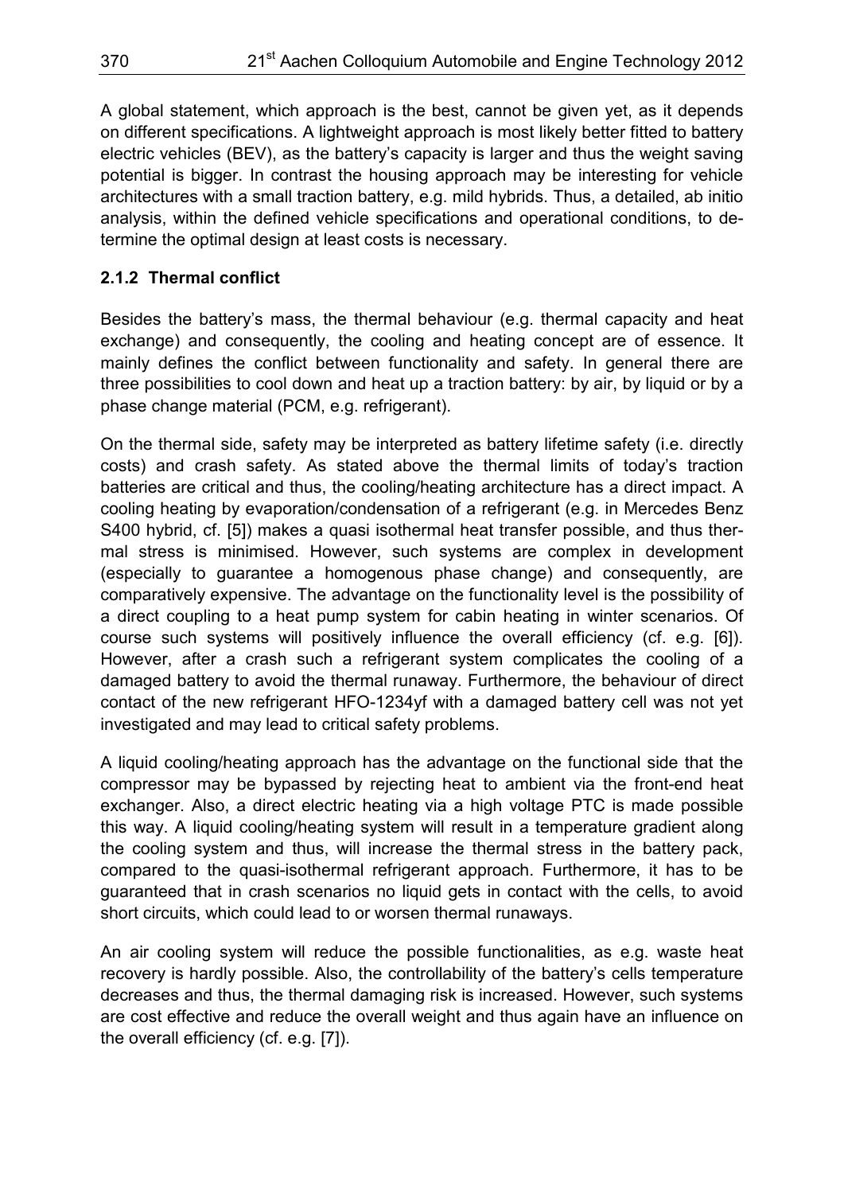A global statement, which approach is the best, cannot be given yet, as it depends on different specifications. A lightweight approach is most likely better fitted to battery electric vehicles (BEV), as the battery's capacity is larger and thus the weight saving potential is bigger. In contrast the housing approach may be interesting for vehicle architectures with a small traction battery, e.g. mild hybrids. Thus, a detailed, ab initio analysis, within the defined vehicle specifications and operational conditions, to determine the optimal design at least costs is necessary.

### 2.1.2 Thermal conflict

Besides the battery's mass, the thermal behaviour (e.g. thermal capacity and heat exchange) and consequently, the cooling and heating concept are of essence. It mainly defines the conflict between functionality and safety. In general there are three possibilities to cool down and heat up a traction battery: by air, by liquid or by a phase change material (PCM, e.g. refrigerant).

On the thermal side, safety may be interpreted as battery lifetime safety (i.e. directly costs) and crash safety. As stated above the thermal limits of today's traction batteries are critical and thus, the cooling/heating architecture has a direct impact. A cooling heating by evaporation/condensation of a refrigerant (e.g. in Mercedes Benz S400 hybrid, cf. [5]) makes a quasi isothermal heat transfer possible, and thus thermal stress is minimised. However, such systems are complex in development (especially to guarantee a homogenous phase change) and consequently, are comparatively expensive. The advantage on the functionality level is the possibility of a direct coupling to a heat pump system for cabin heating in winter scenarios. Of course such systems will positively influence the overall efficiency (cf. e.g. [6]). However, after a crash such a refrigerant system complicates the cooling of a damaged battery to avoid the thermal runaway. Furthermore, the behaviour of direct contact of the new refrigerant HFO-1234yf with a damaged battery cell was not yet investigated and may lead to critical safety problems.

A liquid cooling/heating approach has the advantage on the functional side that the compressor may be bypassed by rejecting heat to ambient via the front-end heat exchanger. Also, a direct electric heating via a high voltage PTC is made possible this way. A liquid cooling/heating system will result in a temperature gradient along the cooling system and thus, will increase the thermal stress in the battery pack, compared to the quasi-isothermal refrigerant approach. Furthermore, it has to be guaranteed that in crash scenarios no liquid gets in contact with the cells, to avoid short circuits, which could lead to or worsen thermal runaways.

An air cooling system will reduce the possible functionalities, as e.g. waste heat recovery is hardly possible. Also, the controllability of the battery's cells temperature decreases and thus, the thermal damaging risk is increased. However, such systems are cost effective and reduce the overall weight and thus again have an influence on the overall efficiency (cf. e.g. [7]).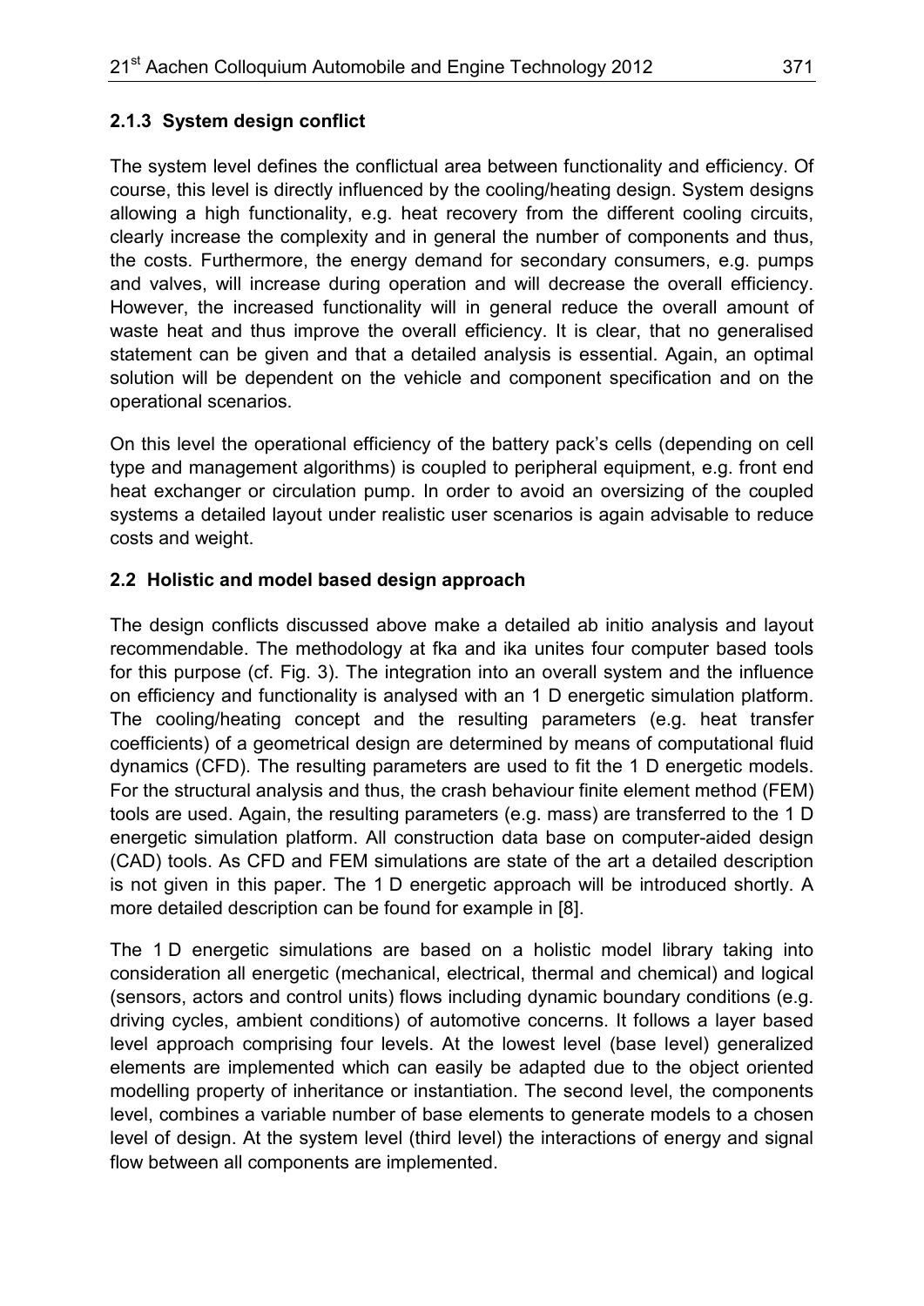### 2.1.3 System design conflict

The system level defines the conflictual area between functionality and efficiency. Of course, this level is directly influenced by the cooling/heating design. System designs allowing a high functionality, e.g. heat recovery from the different cooling circuits, clearly increase the complexity and in general the number of components and thus, the costs. Furthermore, the energy demand for secondary consumers, e.g. pumps and valves, will increase during operation and will decrease the overall efficiency. However, the increased functionality will in general reduce the overall amount of waste heat and thus improve the overall efficiency. It is clear, that no generalised statement can be given and that a detailed analysis is essential. Again, an optimal solution will be dependent on the vehicle and component specification and on the operational scenarios.

On this level the operational efficiency of the battery pack's cells (depending on cell type and management algorithms) is coupled to peripheral equipment, e.g. front end heat exchanger or circulation pump. In order to avoid an oversizing of the coupled systems a detailed layout under realistic user scenarios is again advisable to reduce costs and weight.

## 2.2 Holistic and model based design approach

The design conflicts discussed above make a detailed ab initio analysis and layout recommendable. The methodology at fka and ika unites four computer based tools for this purpose (cf. Fig. 3). The integration into an overall system and the influence on efficiency and functionality is analysed with an 1 D energetic simulation platform. The cooling/heating concept and the resulting parameters (e.g. heat transfer coefficients) of a geometrical design are determined by means of computational fluid dynamics (CFD). The resulting parameters are used to fit the 1 D energetic models. For the structural analysis and thus, the crash behaviour finite element method (FEM) tools are used. Again, the resulting parameters (e.g. mass) are transferred to the 1 D energetic simulation platform. All construction data base on computer-aided design (CAD) tools. As CFD and FEM simulations are state of the art a detailed description is not given in this paper. The 1 D energetic approach will be introduced shortly. A more detailed description can be found for example in [8].

The 1 D energetic simulations are based on a holistic model library taking into consideration all energetic (mechanical, electrical, thermal and chemical) and logical (sensors, actors and control units) flows including dynamic boundary conditions (e.g. driving cycles, ambient conditions) of automotive concerns. It follows a layer based level approach comprising four levels. At the lowest level (base level) generalized elements are implemented which can easily be adapted due to the object oriented modelling property of inheritance or instantiation. The second level, the components level, combines a variable number of base elements to generate models to a chosen level of design. At the system level (third level) the interactions of energy and signal flow between all components are implemented.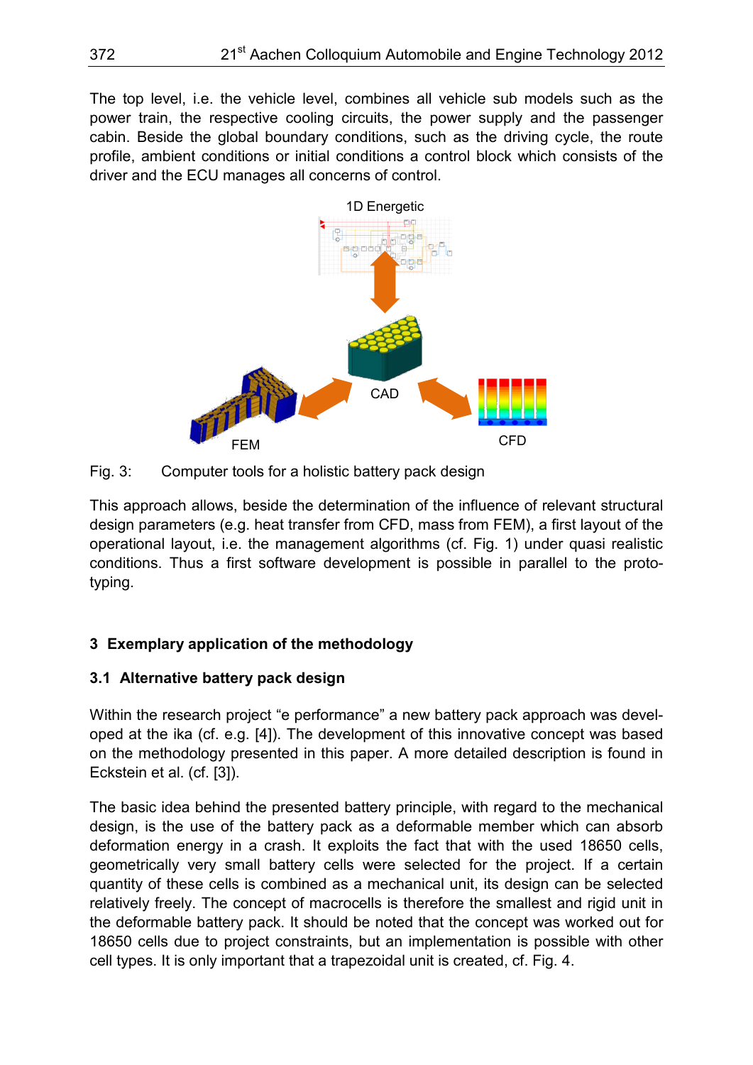The top level, i.e. the vehicle level, combines all vehicle sub models such as the power train, the respective cooling circuits, the power supply and the passenger cabin. Beside the global boundary conditions, such as the driving cycle, the route profile, ambient conditions or initial conditions a control block which consists of the driver and the ECU manages all concerns of control.

Fig. 3: Computer tools for a holistic battery pack design

This approach allows, beside the determination of the influence of relevant structural design parameters (e.g. heat transfer from CFD, mass from FEM), a first layout of the operational layout, i.e. the management algorithms (cf. Fig. 1) under quasi realistic conditions. Thus a first software development is possible in parallel to the prototyping.

## 3 Exemplary application of the methodology

### 3.1 Alternative battery pack design

Within the research project "e performance" a new battery pack approach was developed at the ika (cf. e.g. [4]). The development of this innovative concept was based on the methodology presented in this paper. A more detailed description is found in Eckstein et al. (cf. [3]).

The basic idea behind the presented battery principle, with regard to the mechanical design, is the use of the battery pack as a deformable member which can absorb deformation energy in a crash. It exploits the fact that with the used 18650 cells, geometrically very small battery cells were selected for the project. If a certain quantity of these cells is combined as a mechanical unit, its design can be selected relatively freely. The concept of macrocells is therefore the smallest and rigid unit in the deformable battery pack. It should be noted that the concept was worked out for 18650 cells due to project constraints, but an implementation is possible with other cell types. It is only important that a trapezoidal unit is created, cf. Fig. 4.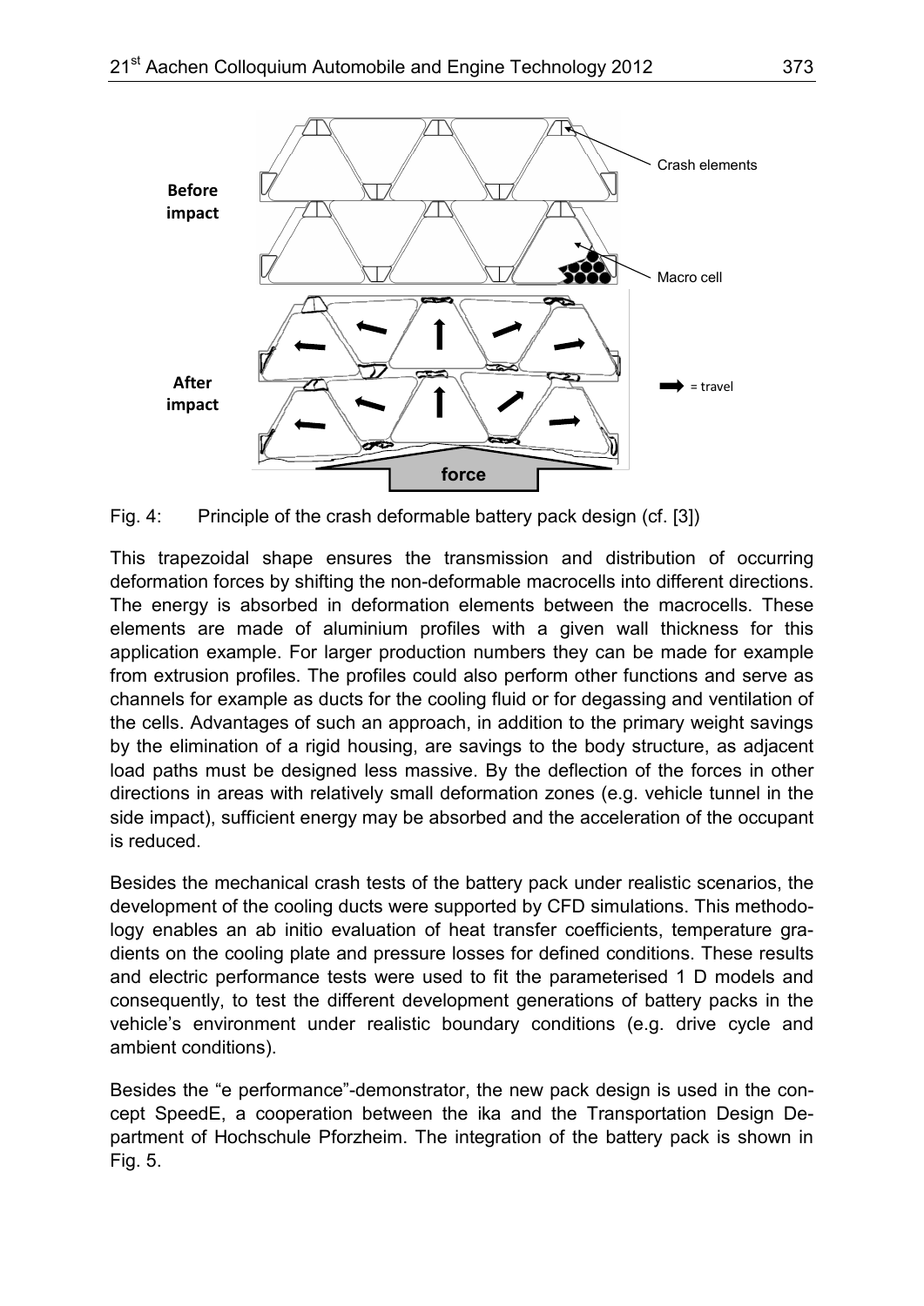Fig. 4: Principle of the crash deformable battery pack design (cf. [3])

This trapezoidal shape ensures the transmission and distribution of occurring deformation forces by shifting the non-deformable macrocells into different directions. The energy is absorbed in deformation elements between the macrocells. These elements are made of aluminium profiles with a given wall thickness for this application example. For larger production numbers they can be made for example from extrusion profiles. The profiles could also perform other functions and serve as channels for example as ducts for the cooling fluid or for degassing and ventilation of the cells. Advantages of such an approach, in addition to the primary weight savings by the elimination of a rigid housing, are savings to the body structure, as adjacent load paths must be designed less massive. By the deflection of the forces in other directions in areas with relatively small deformation zones (e.g. vehicle tunnel in the side impact), sufficient energy may be absorbed and the acceleration of the occupant is reduced.

Besides the mechanical crash tests of the battery pack under realistic scenarios, the development of the cooling ducts were supported by CFD simulations. This methodology enables an ab initio evaluation of heat transfer coefficients, temperature gradients on the cooling plate and pressure losses for defined conditions. These results and electric performance tests were used to fit the parameterised 1 D models and consequently, to test the different development generations of battery packs in the vehicle's environment under realistic boundary conditions (e.g. drive cycle and ambient conditions).

Besides the "e performance"-demonstrator, the new pack design is used in the concept SpeedE, a cooperation between the ika and the Transportation Design Department of Hochschule Pforzheim. The integration of the battery pack is shown in Fig. 5.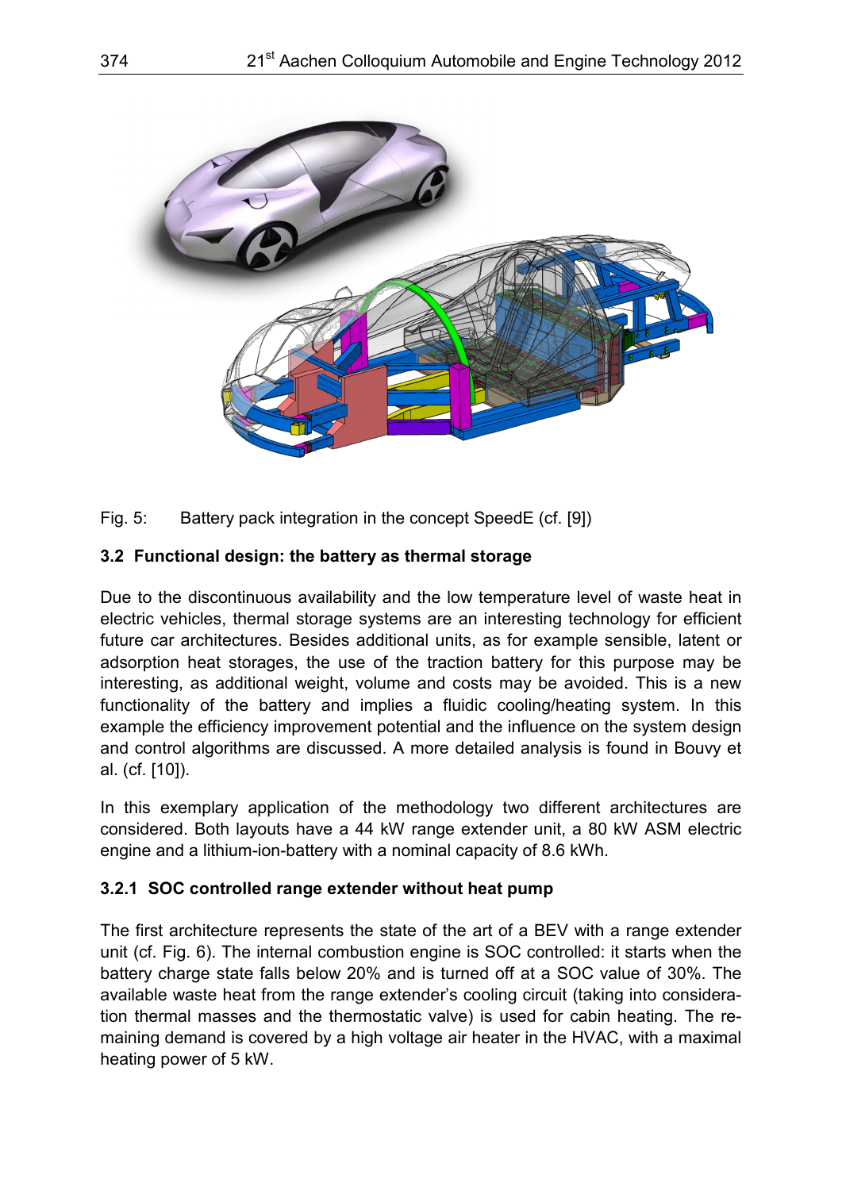Fig. 5: Battery pack integration in the concept SpeedE (cf. [9])

### 3.2 Functional design: the battery as thermal storage

Due to the discontinuous availability and the low temperature level of waste heat in electric vehicles, thermal storage systems are an interesting technology for efficient future car architectures. Besides additional units, as for example sensible, latent or adsorption heat storages, the use of the traction battery for this purpose may be interesting, as additional weight, volume and costs may be avoided. This is a new functionality of the battery and implies a fluidic cooling/heating system. In this example the efficiency improvement potential and the influence on the system design and control algorithms are discussed. A more detailed analysis is found in Bouvy et al. (cf. [10]).

In this exemplary application of the methodology two different architectures are considered. Both layouts have a 44 kW range extender unit, a 80 kW ASM electric engine and a lithium-ion-battery with a nominal capacity of 8.6 kWh.

#### 3.2.1 SOC controlled range extender without heat pump

The first architecture represents the state of the art of a BEV with a range extender unit (cf. Fig. 6). The internal combustion engine is SOC controlled: it starts when the battery charge state falls below 20% and is turned off at a SOC value of 30%. The available waste heat from the range extender's cooling circuit (taking into consideration thermal masses and the thermostatic valve) is used for cabin heating. The remaining demand is covered by a high voltage air heater in the HVAC, with a maximal heating power of 5 kW.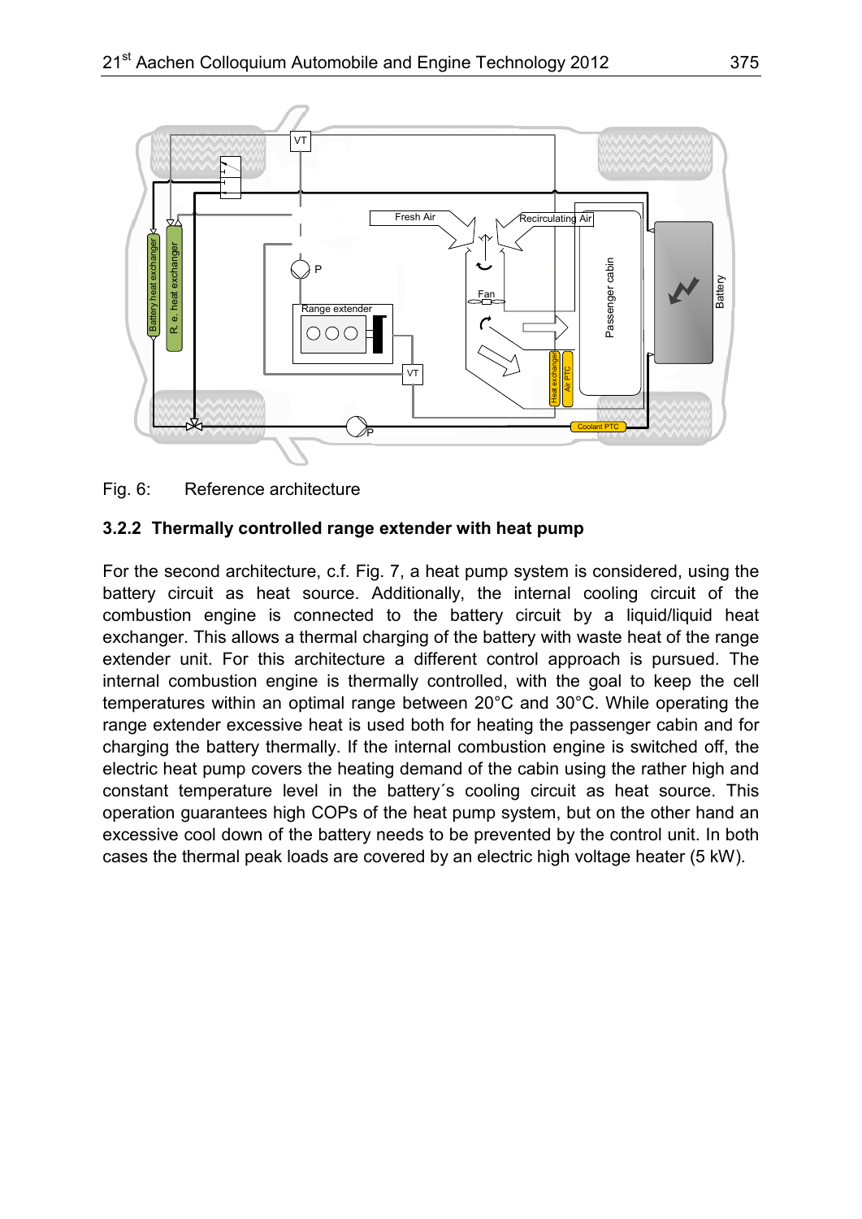Fig. 6: Reference architecture

### 3.2.2 Thermally controlled range extender with heat pump

For the second architecture, c.f. Fig. 7, a heat pump system is considered, using the battery circuit as heat source. Additionally, the internal cooling circuit of the combustion engine is connected to the battery circuit by a liquid/liquid heat exchanger. This allows a thermal charging of the battery with waste heat of the range extender unit. For this architecture a different control approach is pursued. The internal combustion engine is thermally controlled, with the goal to keep the cell temperatures within an optimal range between 20°C and 30°C. While operating the range extender excessive heat is used both for heating the passenger cabin and for charging the battery thermally. If the internal combustion engine is switched off, the electric heat pump covers the heating demand of the cabin using the rather high and constant temperature level in the battery´s cooling circuit as heat source. This operation guarantees high COPs of the heat pump system, but on the other hand an excessive cool down of the battery needs to be prevented by the control unit. In both cases the thermal peak loads are covered by an electric high voltage heater (5 kW).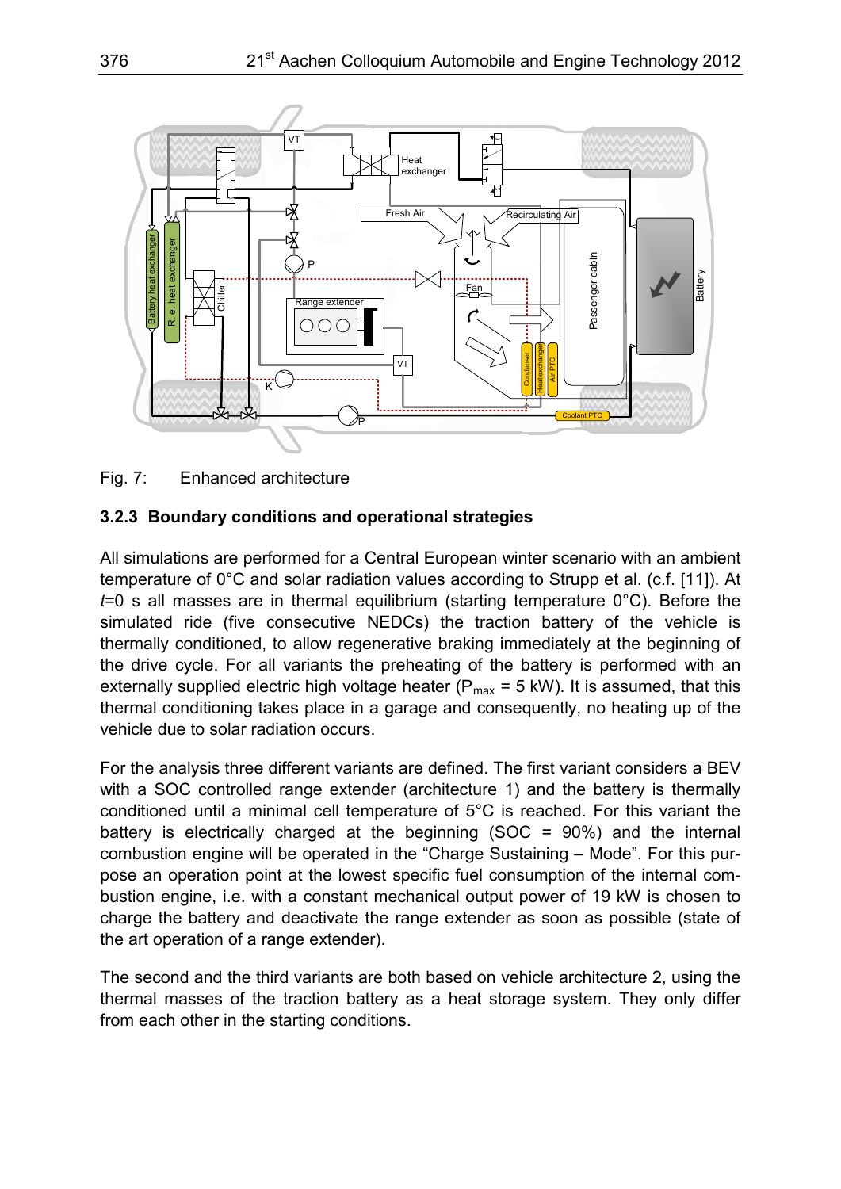Fig. 7: Enhanced architecture

### 3.2.3 Boundary conditions and operational strategies

All simulations are performed for a Central European winter scenario with an ambient temperature of 0°C and solar radiation values according to Strupp et al. (c.f. [11]). At $t$=0 s all masses are in thermal equilibrium (starting temperature 0°C). Before the simulated ride (five consecutive NEDCs) the traction battery of the vehicle is thermally conditioned, to allow regenerative braking immediately at the beginning of the drive cycle. For all variants the preheating of the battery is performed with an externally supplied electric high voltage heater ($P_{max}$ = 5 kW). It is assumed, that this thermal conditioning takes place in a garage and consequently, no heating up of the vehicle due to solar radiation occurs.

For the analysis three different variants are defined. The first variant considers a BEV with a SOC controlled range extender (architecture 1) and the battery is thermally conditioned until a minimal cell temperature of 5°C is reached. For this variant the battery is electrically charged at the beginning (SOC = 90%) and the internal combustion engine will be operated in the "Charge Sustaining – Mode". For this purpose an operation point at the lowest specific fuel consumption of the internal combustion engine, i.e. with a constant mechanical output power of 19 kW is chosen to charge the battery and deactivate the range extender as soon as possible (state of the art operation of a range extender).

The second and the third variants are both based on vehicle architecture 2, using the thermal masses of the traction battery as a heat storage system. They only differ from each other in the starting conditions.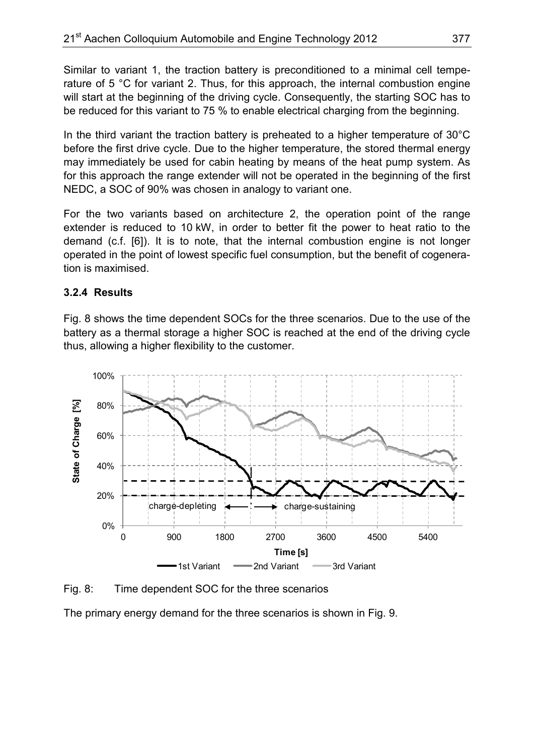Similar to variant 1, the traction battery is preconditioned to a minimal cell temperature of 5 °C for variant 2. Thus, for this approach, the internal combustion engine will start at the beginning of the driving cycle. Consequently, the starting SOC has to be reduced for this variant to 75 % to enable electrical charging from the beginning.

In the third variant the traction battery is preheated to a higher temperature of 30°C before the first drive cycle. Due to the higher temperature, the stored thermal energy may immediately be used for cabin heating by means of the heat pump system. As for this approach the range extender will not be operated in the beginning of the first NEDC, a SOC of 90% was chosen in analogy to variant one.

For the two variants based on architecture 2, the operation point of the range extender is reduced to 10 kW, in order to better fit the power to heat ratio to the demand (c.f. [6]). It is to note, that the internal combustion engine is not longer operated in the point of lowest specific fuel consumption, but the benefit of cogeneration is maximised.

### 3.2.4 Results

Fig. 8 shows the time dependent SOCs for the three scenarios. Due to the use of the battery as a thermal storage a higher SOC is reached at the end of the driving cycle thus, allowing a higher flexibility to the customer.

Fig. 8: Time dependent SOC for the three scenarios

The primary energy demand for the three scenarios is shown in Fig. 9.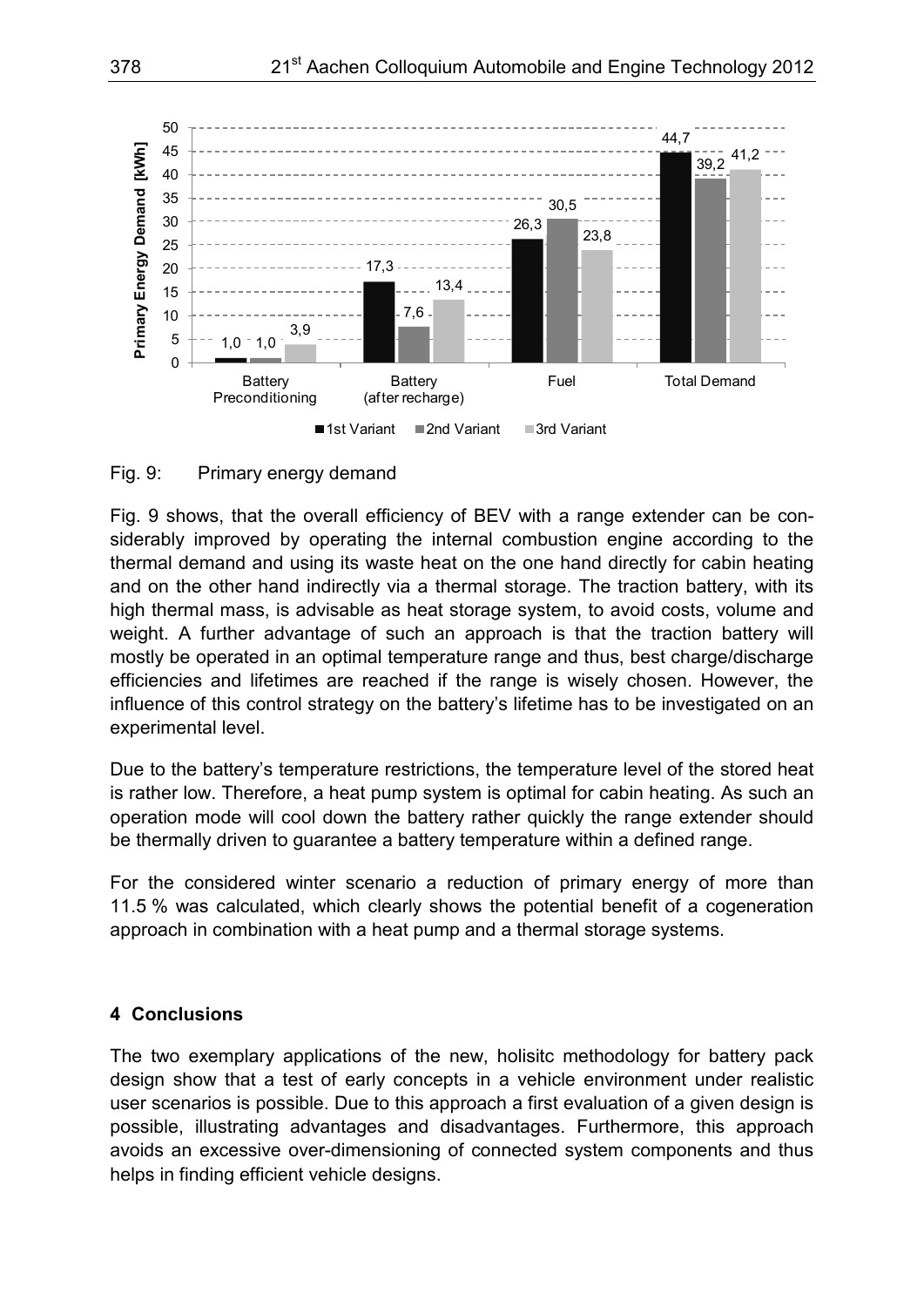Fig. 9: Primary energy demand

Fig. 9 shows, that the overall efficiency of BEV with a range extender can be considerably improved by operating the internal combustion engine according to the thermal demand and using its waste heat on the one hand directly for cabin heating and on the other hand indirectly via a thermal storage. The traction battery, with its high thermal mass, is advisable as heat storage system, to avoid costs, volume and weight. A further advantage of such an approach is that the traction battery will mostly be operated in an optimal temperature range and thus, best charge/discharge efficiencies and lifetimes are reached if the range is wisely chosen. However, the influence of this control strategy on the battery's lifetime has to be investigated on an experimental level.

Due to the battery's temperature restrictions, the temperature level of the stored heat is rather low. Therefore, a heat pump system is optimal for cabin heating. As such an operation mode will cool down the battery rather quickly the range extender should be thermally driven to guarantee a battery temperature within a defined range.

For the considered winter scenario a reduction of primary energy of more than 11.5 % was calculated, which clearly shows the potential benefit of a cogeneration approach in combination with a heat pump and a thermal storage systems.

## 4 Conclusions

The two exemplary applications of the new, holisitc methodology for battery pack design show that a test of early concepts in a vehicle environment under realistic user scenarios is possible. Due to this approach a first evaluation of a given design is possible, illustrating advantages and disadvantages. Furthermore, this approach avoids an excessive over-dimensioning of connected system components and thus helps in finding efficient vehicle designs.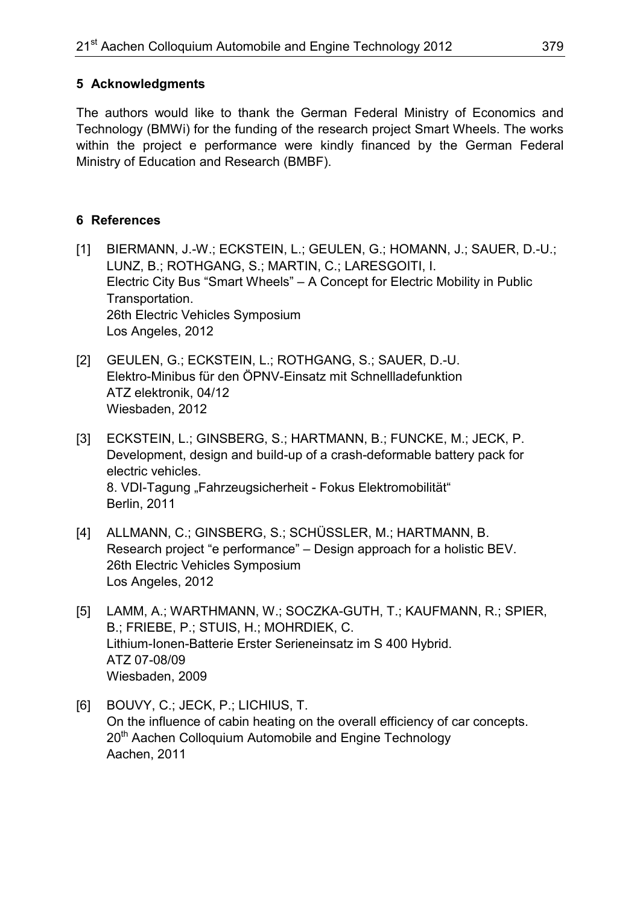## 5 Acknowledgments

The authors would like to thank the German Federal Ministry of Economics and Technology (BMWi) for the funding of the research project Smart Wheels. The works within the project e performance were kindly financed by the German Federal Ministry of Education and Research (BMBF).

## 6 References

[1] BIERMANN, J.-W.; ECKSTEIN, L.; GEULEN, G.; HOMANN, J.; SAUER, D.-U.; LUNZ, B.; ROTHGANG, S.; MARTIN, C.; LARESGOITI, I.
Electric City Bus "Smart Wheels" – A Concept for Electric Mobility in Public Transportation.
26th Electric Vehicles Symposium
Los Angeles, 2012

[2] GEULEN, G.; ECKSTEIN, L.; ROTHGANG, S.; SAUER, D.-U.
Elektro-Minibus für den ÖPNV-Einsatz mit Schnellladefunktion
ATZ elektronik, 04/12
Wiesbaden, 2012

[3] ECKSTEIN, L.; GINSBERG, S.; HARTMANN, B.; FUNCKE, M.; JECK, P.
Development, design and build-up of a crash-deformable battery pack for electric vehicles.
8. VDI-Tagung „Fahrzeugsicherheit - Fokus Elektromobilität"
Berlin, 2011

[4] ALLMANN, C.; GINSBERG, S.; SCHÜSSLER, M.; HARTMANN, B.
Research project "e performance" – Design approach for a holistic BEV.
26th Electric Vehicles Symposium
Los Angeles, 2012

[5] LAMM, A.; WARTHMANN, W.; SOCZKA-GUTH, T.; KAUFMANN, R.; SPIER, B.; FRIEBE, P.; STUIS, H.; MOHRDIEK, C.
Lithium-Ionen-Batterie Erster Serieneinsatz im S 400 Hybrid.
ATZ 07-08/09
Wiesbaden, 2009

[6] BOUVY, C.; JECK, P.; LICHIUS, T.
On the influence of cabin heating on the overall efficiency of car concepts.
20th Aachen Colloquium Automobile and Engine Technology
Aachen, 2011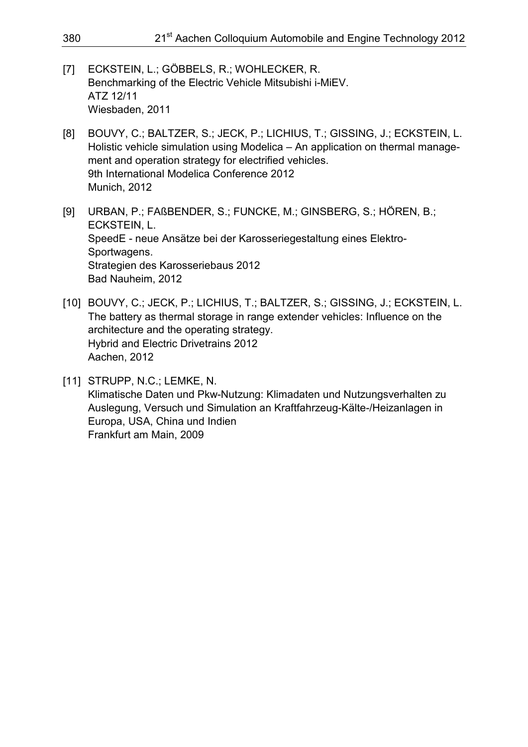[7] ECKSTEIN, L.; GÖBBELS, R.; WOHLECKER, R.
Benchmarking of the Electric Vehicle Mitsubishi i-MiEV.
ATZ 12/11
Wiesbaden, 2011

[8] BOUVY, C.; BALTZER, S.; JECK, P.; LICHIUS, T.; GISSING, J.; ECKSTEIN, L.
Holistic vehicle simulation using Modelica – An application on thermal management and operation strategy for electrified vehicles.
9th International Modelica Conference 2012
Munich, 2012

[9] URBAN, P.; FAßBENDER, S.; FUNCKE, M.; GINSBERG, S.; HÖREN, B.; ECKSTEIN, L.
SpeedE - neue Ansätze bei der Karosseriegestaltung eines Elektro-Sportwagens.
Strategien des Karosseriebaus 2012
Bad Nauheim, 2012

[10] BOUVY, C.; JECK, P.; LICHIUS, T.; BALTZER, S.; GISSING, J.; ECKSTEIN, L.
The battery as thermal storage in range extender vehicles: Influence on the architecture and the operating strategy.
Hybrid and Electric Drivetrains 2012
Aachen, 2012

[11] STRUPP, N.C.; LEMKE, N.
Klimatische Daten und Pkw-Nutzung: Klimadaten und Nutzungsverhalten zu Auslegung, Versuch und Simulation an Kraftfahrzeug-Kälte-/Heizanlagen in Europa, USA, China und Indien
Frankfurt am Main, 2009